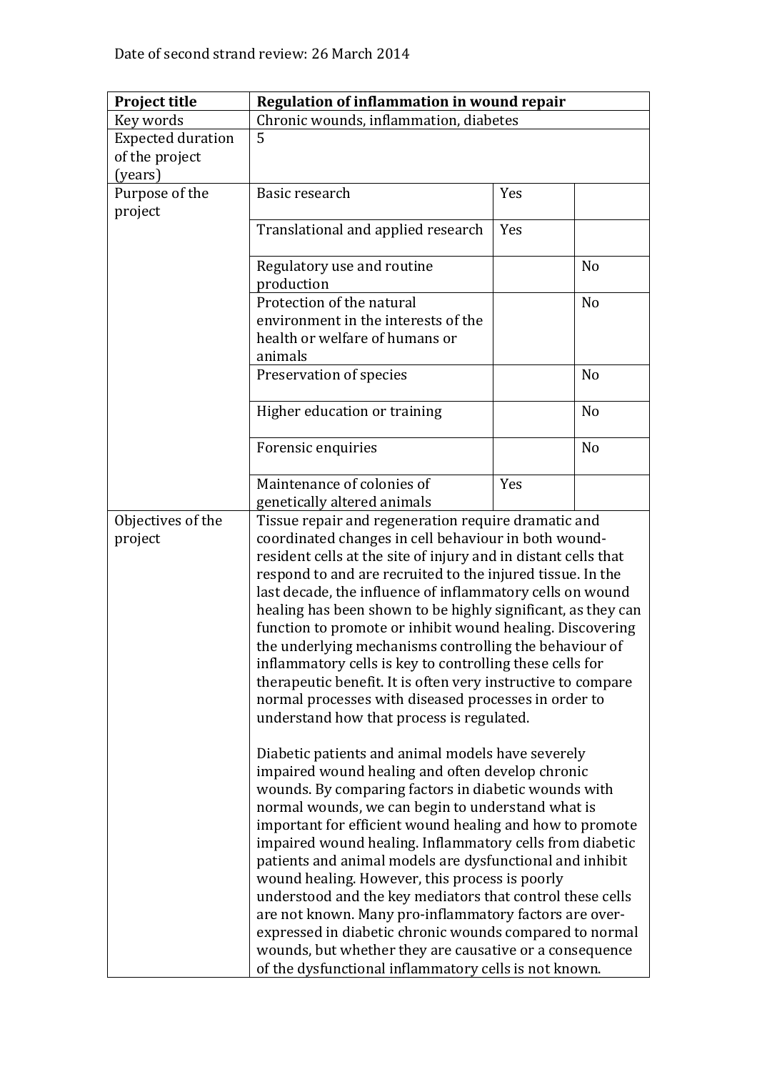Date of second strand review: 26 March 2014

| **Project title** | **Regulation of inflammation in wound repair** | | |
|---|---|---|---|
| Key words | Chronic wounds, inflammation, diabetes | | |
| Expected duration of the project (years) | 5 | | |
| Purpose of the project | Basic research | Yes | |
| | Translational and applied research | Yes | |
| | Regulatory use and routine production | | No |
| | Protection of the natural environment in the interests of the health or welfare of humans or animals | | No |
| | Preservation of species | | No |
| | Higher education or training | | No |
| | Forensic enquiries | | No |
| | Maintenance of colonies of genetically altered animals | Yes | |
| Objectives of the project | Tissue repair and regeneration require dramatic and coordinated changes in cell behaviour in both wound-resident cells at the site of injury and in distant cells that respond to and are recruited to the injured tissue. In the last decade, the influence of inflammatory cells on wound healing has been shown to be highly significant, as they can function to promote or inhibit wound healing. Discovering the underlying mechanisms controlling the behaviour of inflammatory cells is key to controlling these cells for therapeutic benefit. It is often very instructive to compare normal processes with diseased processes in order to understand how that process is regulated.<br><br>Diabetic patients and animal models have severely impaired wound healing and often develop chronic wounds. By comparing factors in diabetic wounds with normal wounds, we can begin to understand what is important for efficient wound healing and how to promote impaired wound healing. Inflammatory cells from diabetic patients and animal models are dysfunctional and inhibit wound healing. However, this process is poorly understood and the key mediators that control these cells are not known. Many pro-inflammatory factors are over-expressed in diabetic chronic wounds compared to normal wounds, but whether they are causative or a consequence of the dysfunctional inflammatory cells is not known. | | |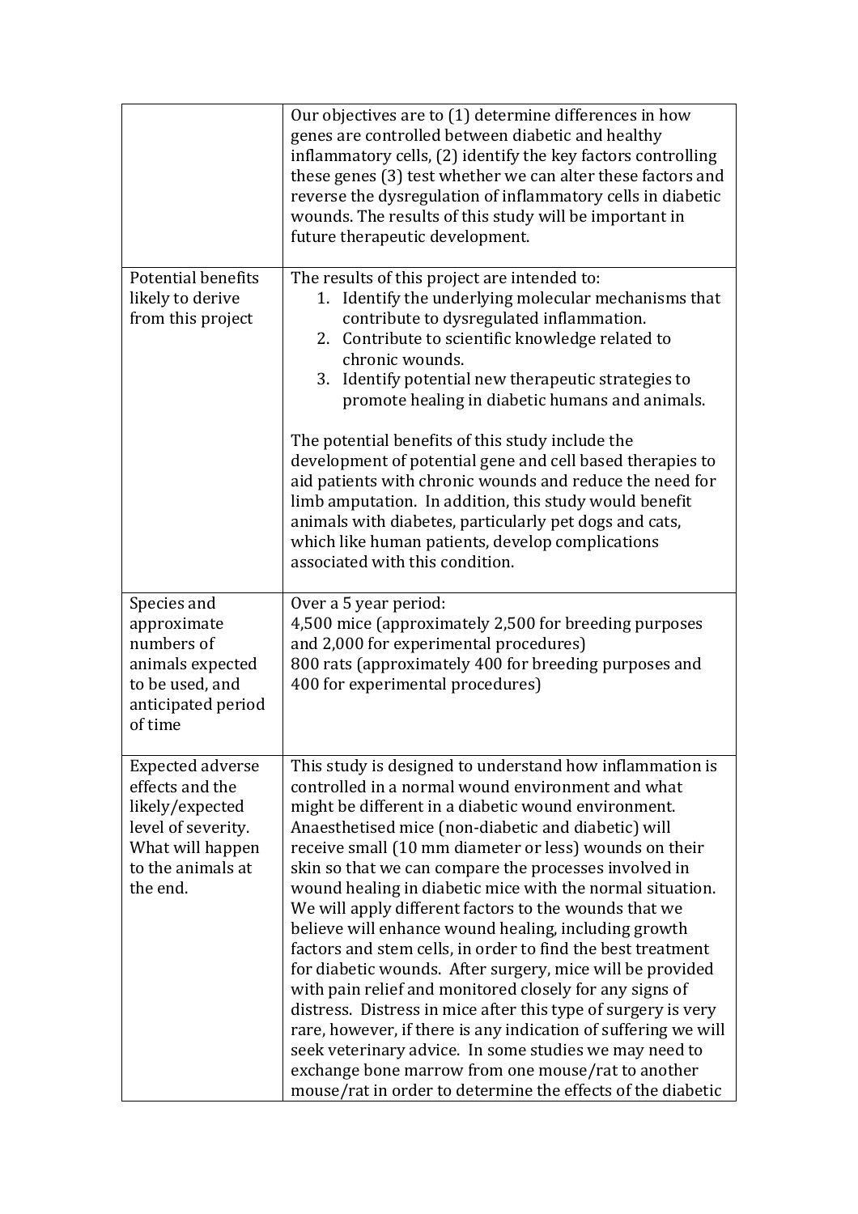| | |
|---|---|
| | Our objectives are to (1) determine differences in how genes are controlled between diabetic and healthy inflammatory cells, (2) identify the key factors controlling these genes (3) test whether we can alter these factors and reverse the dysregulation of inflammatory cells in diabetic wounds. The results of this study will be important in future therapeutic development. |
| Potential benefits likely to derive from this project | The results of this project are intended to:<br>1. Identify the underlying molecular mechanisms that contribute to dysregulated inflammation.<br>2. Contribute to scientific knowledge related to chronic wounds.<br>3. Identify potential new therapeutic strategies to promote healing in diabetic humans and animals.<br><br>The potential benefits of this study include the development of potential gene and cell based therapies to aid patients with chronic wounds and reduce the need for limb amputation. In addition, this study would benefit animals with diabetes, particularly pet dogs and cats, which like human patients, develop complications associated with this condition. |
| Species and approximate numbers of animals expected to be used, and anticipated period of time | Over a 5 year period:<br>4,500 mice (approximately 2,500 for breeding purposes and 2,000 for experimental procedures)<br>800 rats (approximately 400 for breeding purposes and 400 for experimental procedures) |
| Expected adverse effects and the likely/expected level of severity. What will happen to the animals at the end. | This study is designed to understand how inflammation is controlled in a normal wound environment and what might be different in a diabetic wound environment. Anaesthetised mice (non-diabetic and diabetic) will receive small (10 mm diameter or less) wounds on their skin so that we can compare the processes involved in wound healing in diabetic mice with the normal situation. We will apply different factors to the wounds that we believe will enhance wound healing, including growth factors and stem cells, in order to find the best treatment for diabetic wounds. After surgery, mice will be provided with pain relief and monitored closely for any signs of distress. Distress in mice after this type of surgery is very rare, however, if there is any indication of suffering we will seek veterinary advice. In some studies we may need to exchange bone marrow from one mouse/rat to another mouse/rat in order to determine the effects of the diabetic |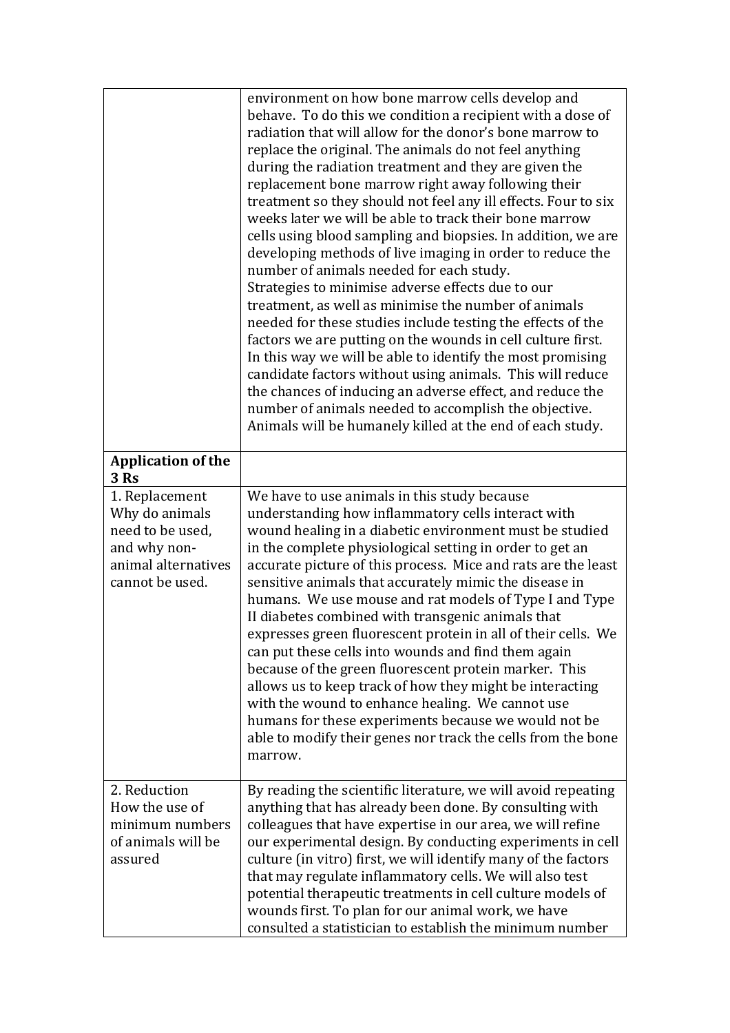| | |
|---|---|
| | environment on how bone marrow cells develop and behave. To do this we condition a recipient with a dose of radiation that will allow for the donor's bone marrow to replace the original. The animals do not feel anything during the radiation treatment and they are given the replacement bone marrow right away following their treatment so they should not feel any ill effects. Four to six weeks later we will be able to track their bone marrow cells using blood sampling and biopsies. In addition, we are developing methods of live imaging in order to reduce the number of animals needed for each study.<br>Strategies to minimise adverse effects due to our treatment, as well as minimise the number of animals needed for these studies include testing the effects of the factors we are putting on the wounds in cell culture first. In this way we will be able to identify the most promising candidate factors without using animals. This will reduce the chances of inducing an adverse effect, and reduce the number of animals needed to accomplish the objective. Animals will be humanely killed at the end of each study. |
| **Application of the 3 Rs** | |
| 1. Replacement<br>Why do animals need to be used, and why non-animal alternatives cannot be used. | We have to use animals in this study because understanding how inflammatory cells interact with wound healing in a diabetic environment must be studied in the complete physiological setting in order to get an accurate picture of this process. Mice and rats are the least sensitive animals that accurately mimic the disease in humans. We use mouse and rat models of Type I and Type II diabetes combined with transgenic animals that expresses green fluorescent protein in all of their cells. We can put these cells into wounds and find them again because of the green fluorescent protein marker. This allows us to keep track of how they might be interacting with the wound to enhance healing. We cannot use humans for these experiments because we would not be able to modify their genes nor track the cells from the bone marrow. |
| 2. Reduction<br>How the use of minimum numbers of animals will be assured | By reading the scientific literature, we will avoid repeating anything that has already been done. By consulting with colleagues that have expertise in our area, we will refine our experimental design. By conducting experiments in cell culture (in vitro) first, we will identify many of the factors that may regulate inflammatory cells. We will also test potential therapeutic treatments in cell culture models of wounds first. To plan for our animal work, we have consulted a statistician to establish the minimum number |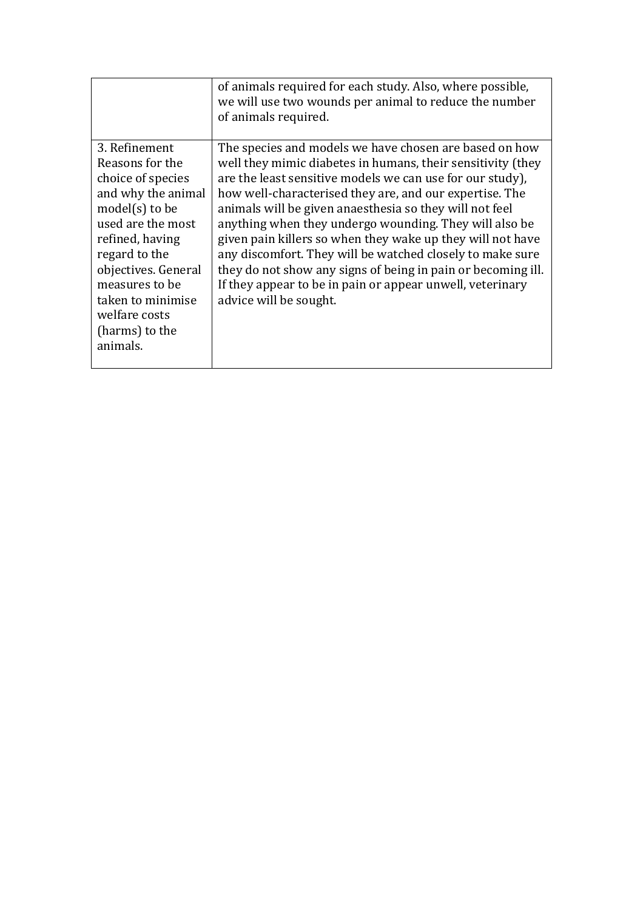| | |
|---|---|
| | of animals required for each study. Also, where possible, we will use two wounds per animal to reduce the number of animals required. |
| 3. Refinement Reasons for the choice of species and why the animal model(s) to be used are the most refined, having regard to the objectives. General measures to be taken to minimise welfare costs (harms) to the animals. | The species and models we have chosen are based on how well they mimic diabetes in humans, their sensitivity (they are the least sensitive models we can use for our study), how well-characterised they are, and our expertise. The animals will be given anaesthesia so they will not feel anything when they undergo wounding. They will also be given pain killers so when they wake up they will not have any discomfort. They will be watched closely to make sure they do not show any signs of being in pain or becoming ill. If they appear to be in pain or appear unwell, veterinary advice will be sought. |